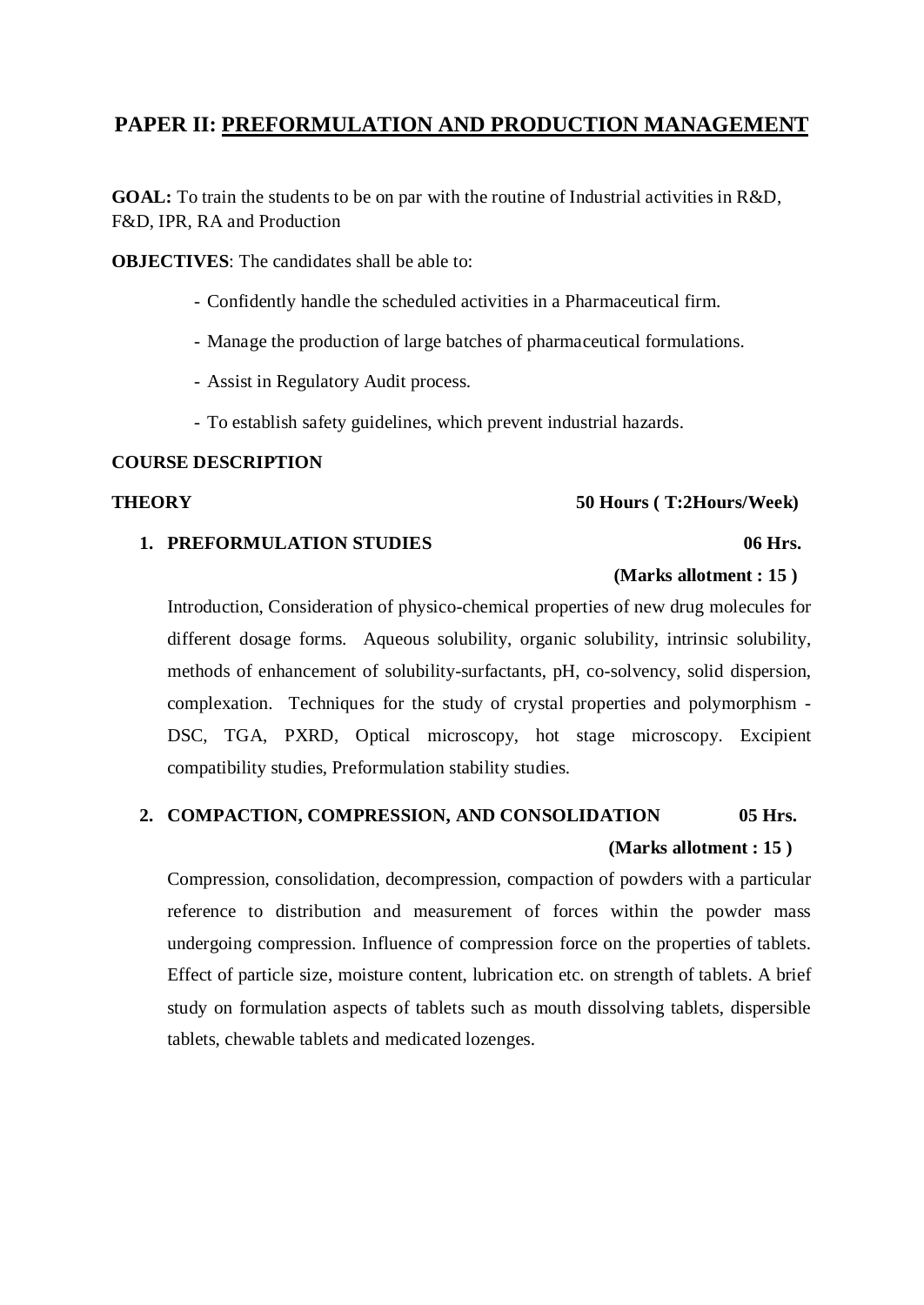# PAPER II: <u>PREFORMULATION AND PRODUCTION MANAGEMENT</u>

**GOAL:** To train the students to be on par with the routine of Industrial activities in R&D, F&D, IPR, RA and Production

**OBJECTIVES**: The candidates shall be able to:

- Confidently handle the scheduled activities in a Pharmaceutical firm.
- Manage the production of large batches of pharmaceutical formulations.
- Assist in Regulatory Audit process.
- To establish safety guidelines, which prevent industrial hazards.

**COURSE DESCRIPTION**

**THEORY** **50 Hours ( T:2Hours/Week)**

1. **PREFORMULATION STUDIES** **06 Hrs.**

   **(Marks allotment : 15 )**

   Introduction, Consideration of physico-chemical properties of new drug molecules for different dosage forms. Aqueous solubility, organic solubility, intrinsic solubility, methods of enhancement of solubility-surfactants, pH, co-solvency, solid dispersion, complexation. Techniques for the study of crystal properties and polymorphism - DSC, TGA, PXRD, Optical microscopy, hot stage microscopy. Excipient compatibility studies, Preformulation stability studies.

2. **COMPACTION, COMPRESSION, AND CONSOLIDATION** **05 Hrs.**

   **(Marks allotment : 15 )**

   Compression, consolidation, decompression, compaction of powders with a particular reference to distribution and measurement of forces within the powder mass undergoing compression. Influence of compression force on the properties of tablets. Effect of particle size, moisture content, lubrication etc. on strength of tablets. A brief study on formulation aspects of tablets such as mouth dissolving tablets, dispersible tablets, chewable tablets and medicated lozenges.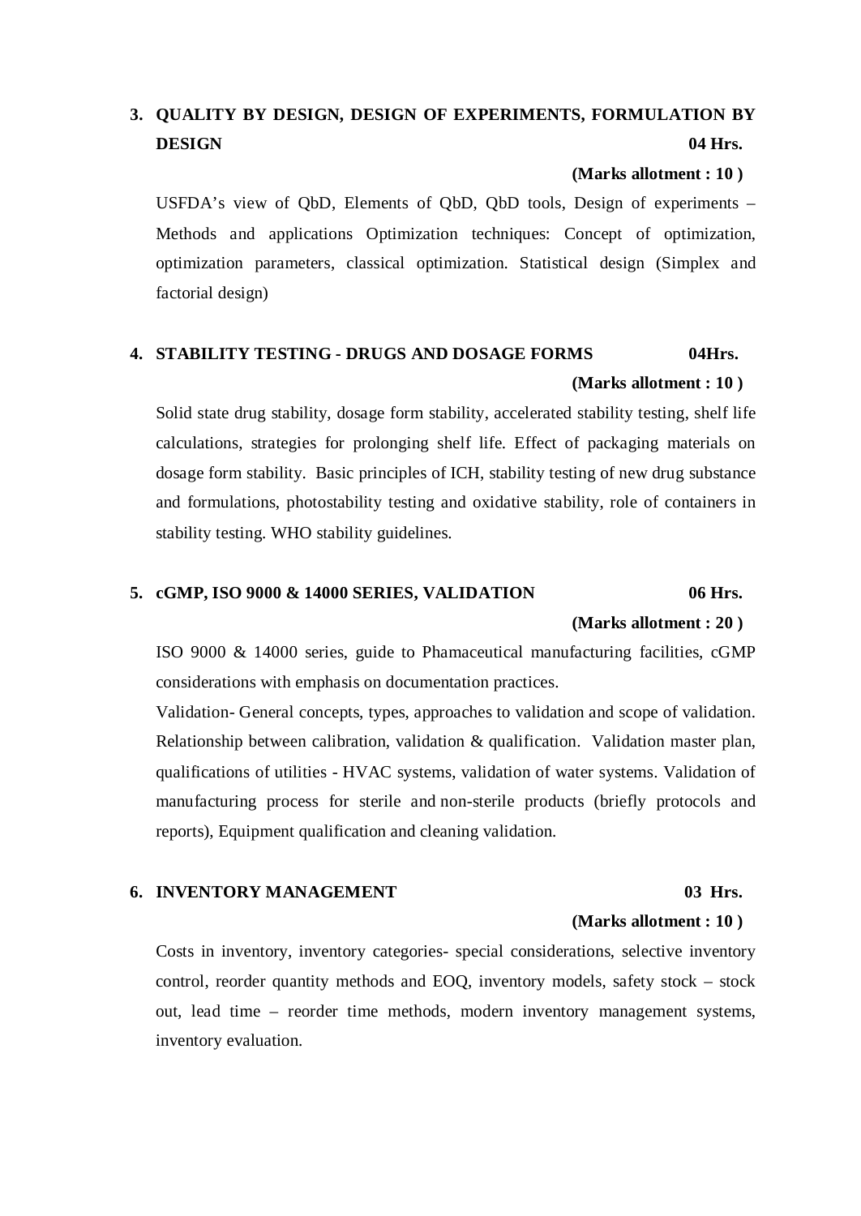**3. QUALITY BY DESIGN, DESIGN OF EXPERIMENTS, FORMULATION BY DESIGN** **04 Hrs.**

**(Marks allotment : 10 )**

USFDA's view of QbD, Elements of QbD, QbD tools, Design of experiments – Methods and applications Optimization techniques: Concept of optimization, optimization parameters, classical optimization. Statistical design (Simplex and factorial design)

**4. STABILITY TESTING - DRUGS AND DOSAGE FORMS** **04Hrs.**

**(Marks allotment : 10 )**

Solid state drug stability, dosage form stability, accelerated stability testing, shelf life calculations, strategies for prolonging shelf life. Effect of packaging materials on dosage form stability. Basic principles of ICH, stability testing of new drug substance and formulations, photostability testing and oxidative stability, role of containers in stability testing. WHO stability guidelines.

**5. cGMP, ISO 9000 & 14000 SERIES, VALIDATION** **06 Hrs.**

**(Marks allotment : 20 )**

ISO 9000 & 14000 series, guide to Phamaceutical manufacturing facilities, cGMP considerations with emphasis on documentation practices.

Validation- General concepts, types, approaches to validation and scope of validation. Relationship between calibration, validation & qualification. Validation master plan, qualifications of utilities - HVAC systems, validation of water systems. Validation of manufacturing process for sterile and non-sterile products (briefly protocols and reports), Equipment qualification and cleaning validation.

**6. INVENTORY MANAGEMENT** **03 Hrs.**

**(Marks allotment : 10 )**

Costs in inventory, inventory categories- special considerations, selective inventory control, reorder quantity methods and EOQ, inventory models, safety stock – stock out, lead time – reorder time methods, modern inventory management systems, inventory evaluation.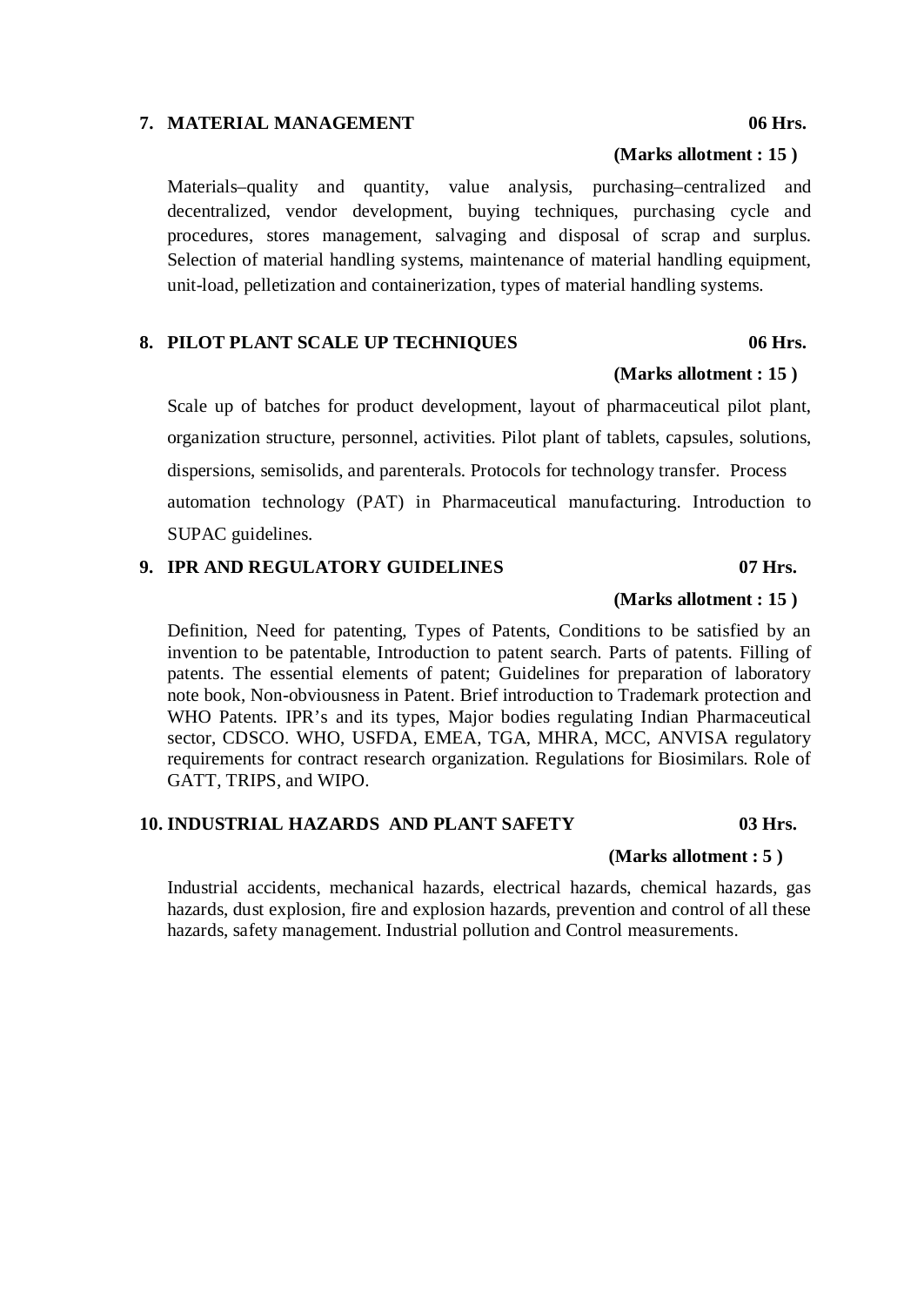### 7. MATERIAL MANAGEMENT 06 Hrs.

**(Marks allotment : 15 )**

Materials–quality and quantity, value analysis, purchasing–centralized and decentralized, vendor development, buying techniques, purchasing cycle and procedures, stores management, salvaging and disposal of scrap and surplus. Selection of material handling systems, maintenance of material handling equipment, unit-load, pelletization and containerization, types of material handling systems.

### 8. PILOT PLANT SCALE UP TECHNIQUES 06 Hrs.

**(Marks allotment : 15 )**

Scale up of batches for product development, layout of pharmaceutical pilot plant, organization structure, personnel, activities. Pilot plant of tablets, capsules, solutions, dispersions, semisolids, and parenterals. Protocols for technology transfer. Process automation technology (PAT) in Pharmaceutical manufacturing. Introduction to SUPAC guidelines.

### 9. IPR AND REGULATORY GUIDELINES 07 Hrs.

**(Marks allotment : 15 )**

Definition, Need for patenting, Types of Patents, Conditions to be satisfied by an invention to be patentable, Introduction to patent search. Parts of patents. Filling of patents. The essential elements of patent; Guidelines for preparation of laboratory note book, Non-obviousness in Patent. Brief introduction to Trademark protection and WHO Patents. IPR's and its types, Major bodies regulating Indian Pharmaceutical sector, CDSCO. WHO, USFDA, EMEA, TGA, MHRA, MCC, ANVISA regulatory requirements for contract research organization. Regulations for Biosimilars. Role of GATT, TRIPS, and WIPO.

### 10. INDUSTRIAL HAZARDS AND PLANT SAFETY 03 Hrs.

**(Marks allotment : 5 )**

Industrial accidents, mechanical hazards, electrical hazards, chemical hazards, gas hazards, dust explosion, fire and explosion hazards, prevention and control of all these hazards, safety management. Industrial pollution and Control measurements.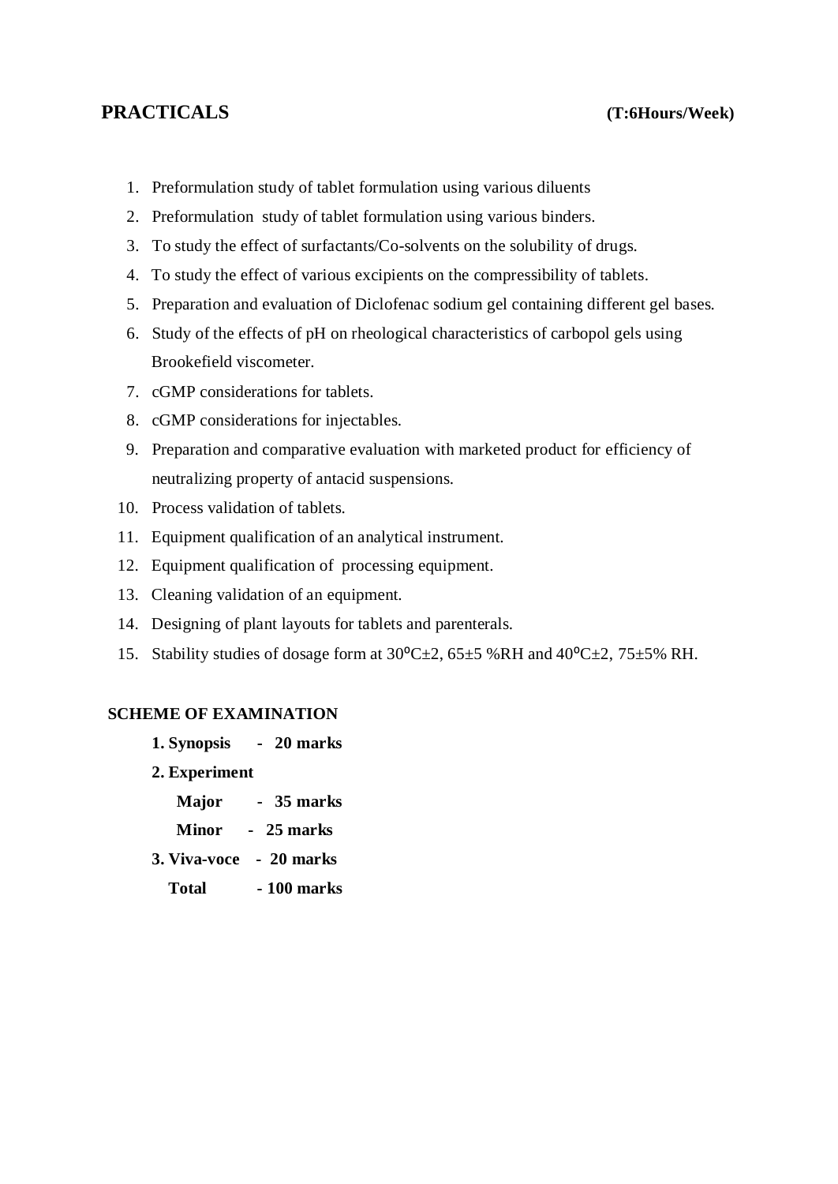## PRACTICALS (T:6Hours/Week)

1. Preformulation study of tablet formulation using various diluents
2. Preformulation study of tablet formulation using various binders.
3. To study the effect of surfactants/Co-solvents on the solubility of drugs.
4. To study the effect of various excipients on the compressibility of tablets.
5. Preparation and evaluation of Diclofenac sodium gel containing different gel bases.
6. Study of the effects of pH on rheological characteristics of carbopol gels using Brookefield viscometer.
7. cGMP considerations for tablets.
8. cGMP considerations for injectables.
9. Preparation and comparative evaluation with marketed product for efficiency of neutralizing property of antacid suspensions.
10. Process validation of tablets.
11. Equipment qualification of an analytical instrument.
12. Equipment qualification of processing equipment.
13. Cleaning validation of an equipment.
14. Designing of plant layouts for tablets and parenterals.
15. Stability studies of dosage form at $30^{\circ}C \pm 2$, $65 \pm 5$ %RH and $40^{\circ}C \pm 2$, $75 \pm 5$% RH.

### SCHEME OF EXAMINATION

**1. Synopsis - 20 marks**

**2. Experiment**

- **Major - 35 marks**
- **Minor - 25 marks**

**3. Viva-voce - 20 marks**

**Total - 100 marks**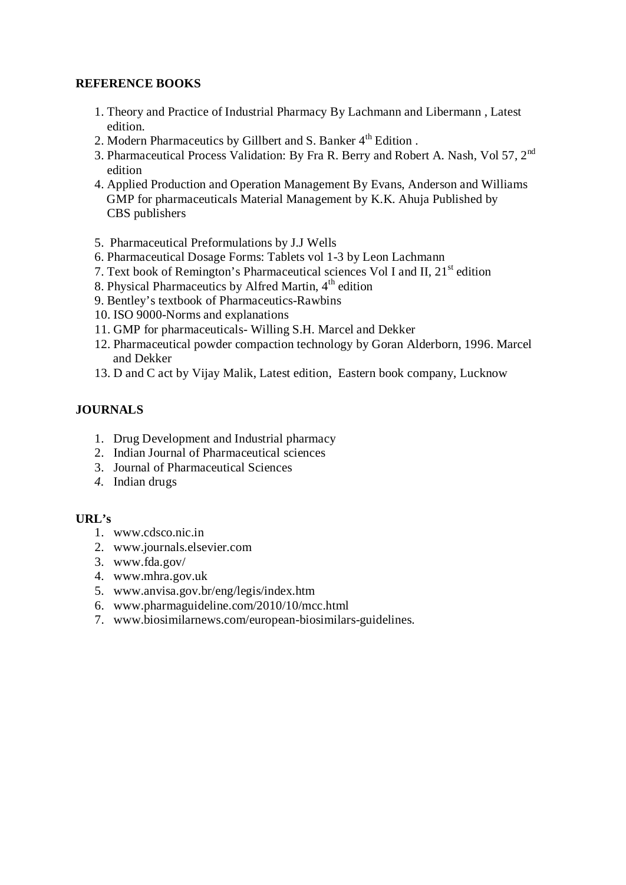**REFERENCE BOOKS**

1. Theory and Practice of Industrial Pharmacy By Lachmann and Libermann , Latest edition.
2. Modern Pharmaceutics by Gillbert and S. Banker 4th Edition .
3. Pharmaceutical Process Validation: By Fra R. Berry and Robert A. Nash, Vol 57, 2nd edition
4. Applied Production and Operation Management By Evans, Anderson and Williams GMP for pharmaceuticals Material Management by K.K. Ahuja Published by CBS publishers
5. Pharmaceutical Preformulations by J.J Wells
6. Pharmaceutical Dosage Forms: Tablets vol 1-3 by Leon Lachmann
7. Text book of Remington's Pharmaceutical sciences Vol I and II, 21st edition
8. Physical Pharmaceutics by Alfred Martin, 4th edition
9. Bentley's textbook of Pharmaceutics-Rawbins
10. ISO 9000-Norms and explanations
11. GMP for pharmaceuticals- Willing S.H. Marcel and Dekker
12. Pharmaceutical powder compaction technology by Goran Alderborn, 1996. Marcel and Dekker
13. D and C act by Vijay Malik, Latest edition, Eastern book company, Lucknow

**JOURNALS**

1. Drug Development and Industrial pharmacy
2. Indian Journal of Pharmaceutical sciences
3. Journal of Pharmaceutical Sciences
4. Indian drugs

**URL's**

1. www.cdsco.nic.in
2. www.journals.elsevier.com
3. www.fda.gov/
4. www.mhra.gov.uk
5. www.anvisa.gov.br/eng/legis/index.htm
6. www.pharmaguideline.com/2010/10/mcc.html
7. www.biosimilarnews.com/european-biosimilars-guidelines.